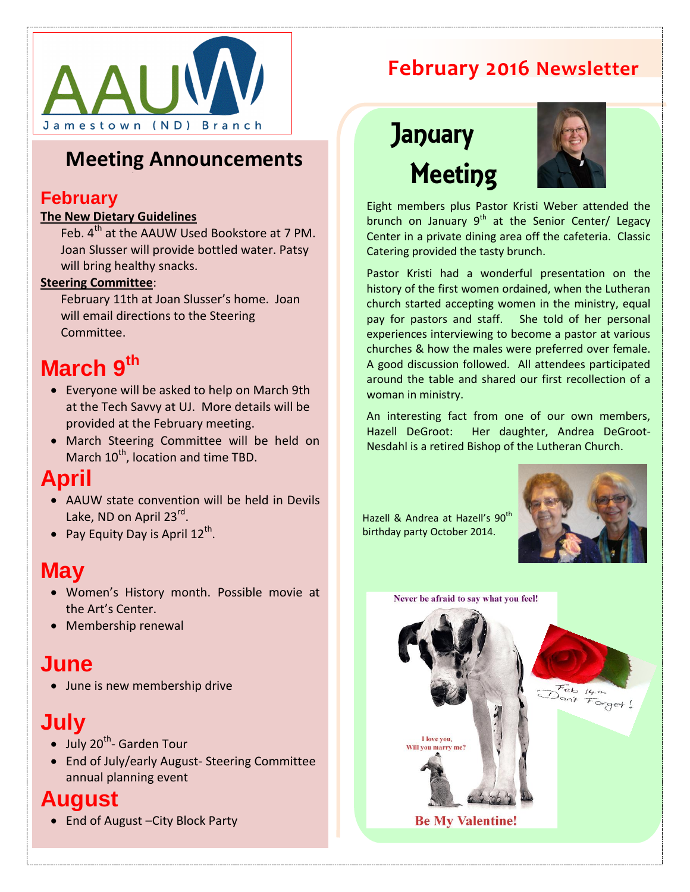AAUW

Jamestown (ND) Branch

# February 2016 Newsletter

## Meeting Announcements

### February

**The New Dietary Guidelines**

Feb. 4th at the AAUW Used Bookstore at 7 PM. Joan Slusser will provide bottled water. Patsy will bring healthy snacks.

**Steering Committee**:

February 11th at Joan Slusser's home. Joan will email directions to the Steering Committee.

### March 9th

- Everyone will be asked to help on March 9th at the Tech Savvy at UJ. More details will be provided at the February meeting.
- March Steering Committee will be held on March 10th, location and time TBD.

### April

- AAUW state convention will be held in Devils Lake, ND on April 23rd.
- Pay Equity Day is April 12th.

### May

- Women's History month. Possible movie at the Art's Center.
- Membership renewal

### June

- June is new membership drive

### July

- July 20th- Garden Tour
- End of July/early August- Steering Committee annual planning event

### August

- End of August –City Block Party

## January Meeting

Eight members plus Pastor Kristi Weber attended the brunch on January 9th at the Senior Center/ Legacy Center in a private dining area off the cafeteria. Classic Catering provided the tasty brunch.

Pastor Kristi had a wonderful presentation on the history of the first women ordained, when the Lutheran church started accepting women in the ministry, equal pay for pastors and staff. She told of her personal experiences interviewing to become a pastor at various churches & how the males were preferred over female. A good discussion followed. All attendees participated around the table and shared our first recollection of a woman in ministry.

An interesting fact from one of our own members, Hazell DeGroot: Her daughter, Andrea DeGroot-Nesdahl is a retired Bishop of the Lutheran Church.

Hazell & Andrea at Hazell's 90th birthday party October 2014.

Never be afraid to say what you feel!

I love you. Will you marry me?

Be My Valentine!

Feb 14th Don't Forget!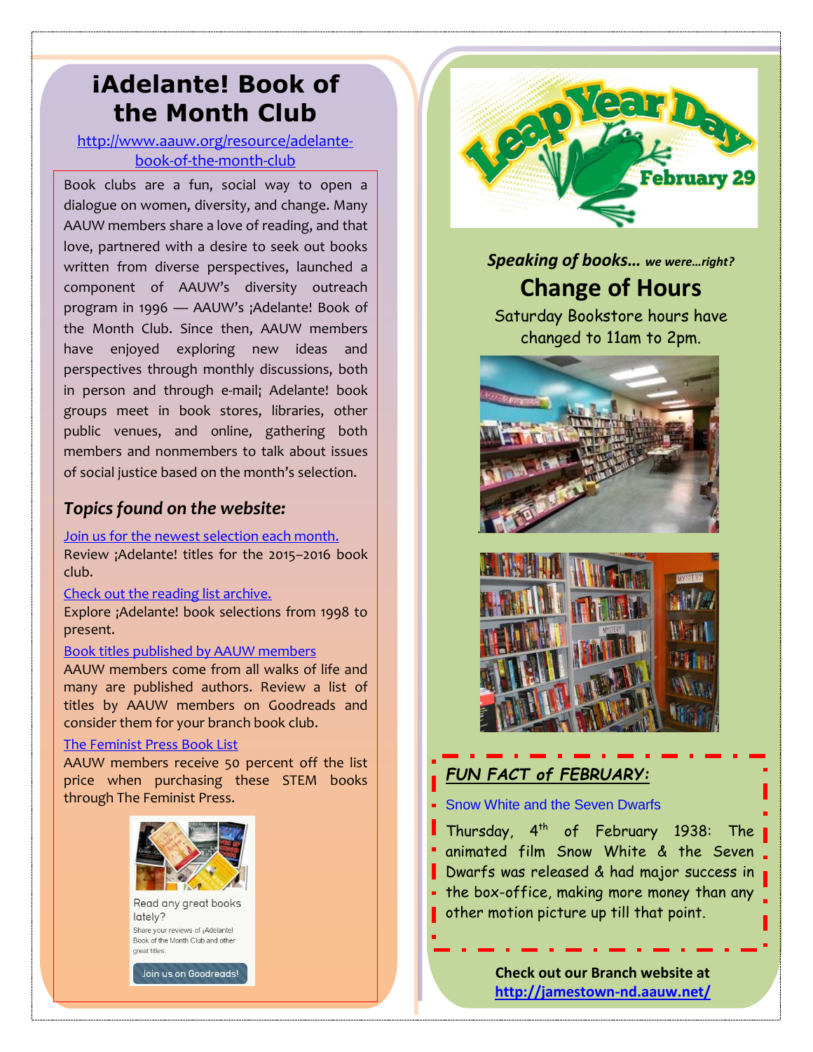# ¡Adelante! Book of the Month Club

http://www.aauw.org/resource/adelante-book-of-the-month-club

Book clubs are a fun, social way to open a dialogue on women, diversity, and change. Many AAUW members share a love of reading, and that love, partnered with a desire to seek out books written from diverse perspectives, launched a component of AAUW's diversity outreach program in 1996 — AAUW's ¡Adelante! Book of the Month Club. Since then, AAUW members have enjoyed exploring new ideas and perspectives through monthly discussions, both in person and through e-mail; Adelante! book groups meet in book stores, libraries, other public venues, and online, gathering both members and nonmembers to talk about issues of social justice based on the month's selection.

## *Topics found on the website:*

Join us for the newest selection each month.
Review ¡Adelante! titles for the 2015–2016 book club.

Check out the reading list archive.
Explore ¡Adelante! book selections from 1998 to present.

Book titles published by AAUW members
AAUW members come from all walks of life and many are published authors. Review a list of titles by AAUW members on Goodreads and consider them for your branch book club.

The Feminist Press Book List
AAUW members receive 50 percent off the list price when purchasing these STEM books through The Feminist Press.

Read any great books lately?
Share your reviews of ¡Adelante! Book of the Month Club and other great titles.
Join us on Goodreads!

Leap Year Day
February 29

***Speaking of books…*** ***we were…right?***

## Change of Hours

Saturday Bookstore hours have changed to 11am to 2pm.

### *FUN FACT of FEBRUARY:*

Snow White and the Seven Dwarfs

Thursday, 4th of February 1938: The animated film Snow White & the Seven Dwarfs was released & had major success in the box-office, making more money than any other motion picture up till that point.

**Check out our Branch website at http://jamestown-nd.aauw.net/**